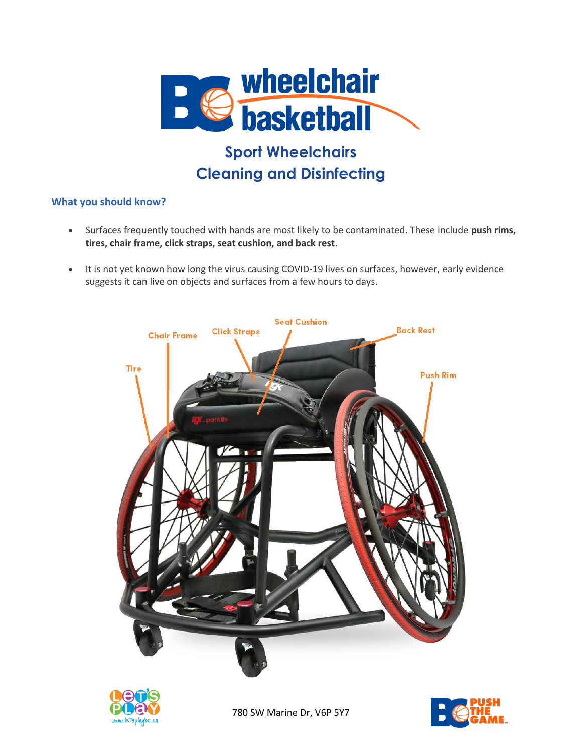# Sport Wheelchairs Cleaning and Disinfecting

### What you should know?

- Surfaces frequently touched with hands are most likely to be contaminated. These include **push rims, tires, chair frame, click straps, seat cushion, and back rest**.
- It is not yet known how long the virus causing COVID-19 lives on surfaces, however, early evidence suggests it can live on objects and surfaces from a few hours to days.

Chair Frame, Click Straps, Seat Cushion, Back Rest, Tire, Push Rim

780 SW Marine Dr, V6P 5Y7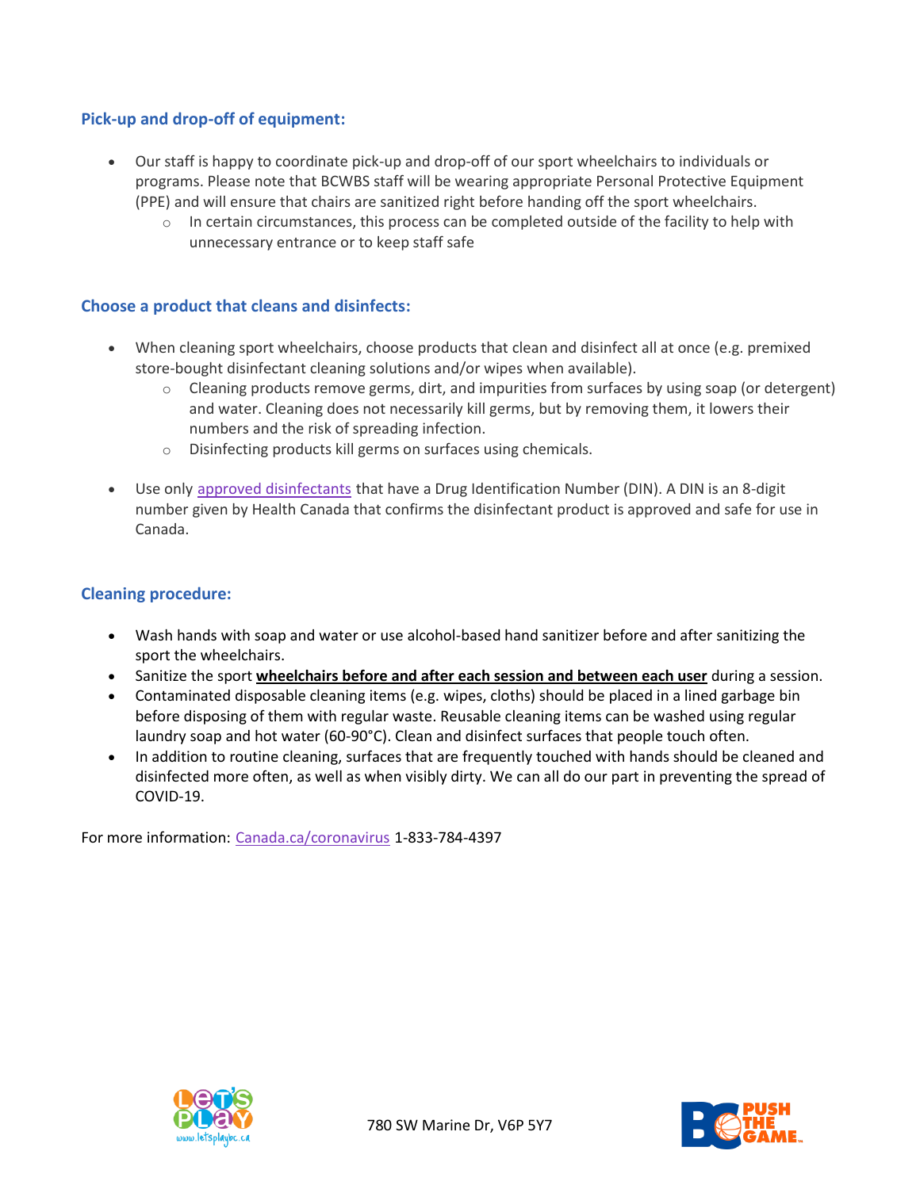## Pick-up and drop-off of equipment:

- Our staff is happy to coordinate pick-up and drop-off of our sport wheelchairs to individuals or programs. Please note that BCWBS staff will be wearing appropriate Personal Protective Equipment (PPE) and will ensure that chairs are sanitized right before handing off the sport wheelchairs.
  - In certain circumstances, this process can be completed outside of the facility to help with unnecessary entrance or to keep staff safe

## Choose a product that cleans and disinfects:

- When cleaning sport wheelchairs, choose products that clean and disinfect all at once (e.g. premixed store-bought disinfectant cleaning solutions and/or wipes when available).
  - Cleaning products remove germs, dirt, and impurities from surfaces by using soap (or detergent) and water. Cleaning does not necessarily kill germs, but by removing them, it lowers their numbers and the risk of spreading infection.
  - Disinfecting products kill germs on surfaces using chemicals.
- Use only approved disinfectants that have a Drug Identification Number (DIN). A DIN is an 8-digit number given by Health Canada that confirms the disinfectant product is approved and safe for use in Canada.

## Cleaning procedure:

- Wash hands with soap and water or use alcohol-based hand sanitizer before and after sanitizing the sport the wheelchairs.
- Sanitize the sport **wheelchairs before and after each session and between each user** during a session.
- Contaminated disposable cleaning items (e.g. wipes, cloths) should be placed in a lined garbage bin before disposing of them with regular waste. Reusable cleaning items can be washed using regular laundry soap and hot water (60-90°C). Clean and disinfect surfaces that people touch often.
- In addition to routine cleaning, surfaces that are frequently touched with hands should be cleaned and disinfected more often, as well as when visibly dirty. We can all do our part in preventing the spread of COVID-19.

For more information: Canada.ca/coronavirus 1-833-784-4397

780 SW Marine Dr, V6P 5Y7